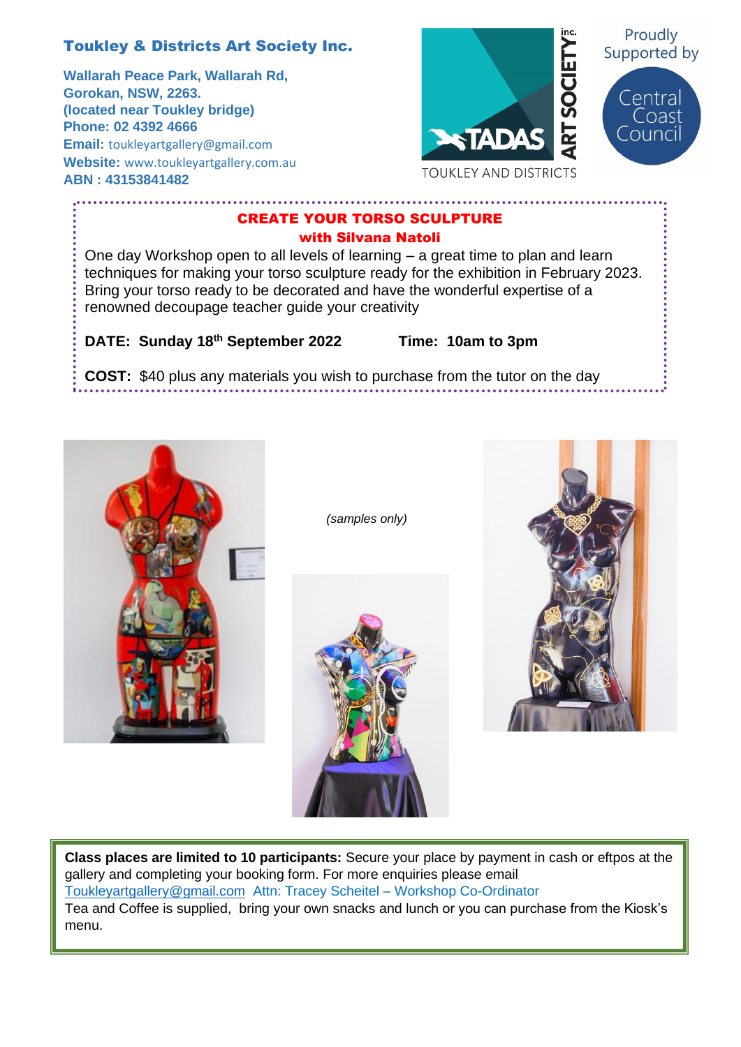## Toukley & Districts Art Society Inc.

**Wallarah Peace Park, Wallarah Rd,**
**Gorokan, NSW, 2263.**
**(located near Toukley bridge)**
**Phone: 02 4392 4666**
**Email:** toukleyartgallery@gmail.com
**Website:** www.toukleyartgallery.com.au
**ABN : 43153841482**

TADAS ART SOCIETY inc. TOUKLEY AND DISTRICTS

Proudly Supported by Central Coast Council

### CREATE YOUR TORSO SCULPTURE
### with Silvana Natoli

One day Workshop open to all levels of learning – a great time to plan and learn techniques for making your torso sculpture ready for the exhibition in February 2023. Bring your torso ready to be decorated and have the wonderful expertise of a renowned decoupage teacher guide your creativity

**DATE: Sunday 18th September 2022** **Time: 10am to 3pm**

**COST:** $40 plus any materials you wish to purchase from the tutor on the day

*(samples only)*

**Class places are limited to 10 participants:** Secure your place by payment in cash or eftpos at the gallery and completing your booking form. For more enquiries please email Toukleyartgallery@gmail.com Attn: Tracey Scheitel – Workshop Co-Ordinator
Tea and Coffee is supplied, bring your own snacks and lunch or you can purchase from the Kiosk's menu.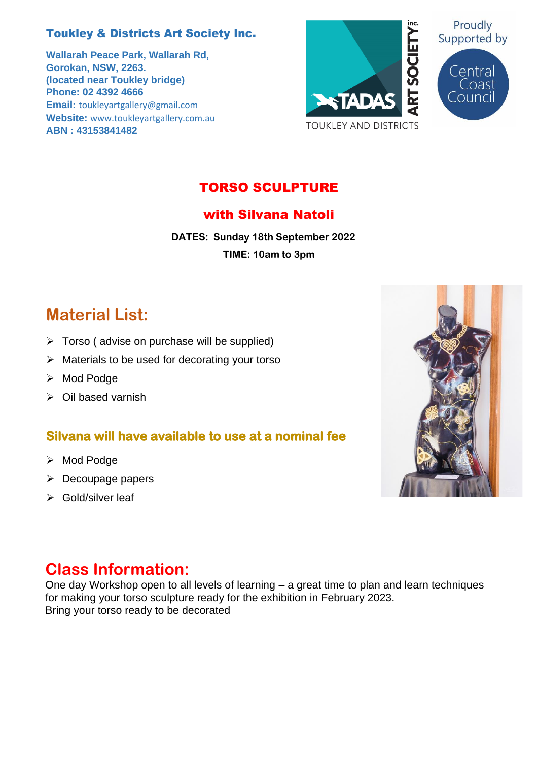**Toukley & Districts Art Society Inc.**

**Wallarah Peace Park, Wallarah Rd,**
**Gorokan, NSW, 2263.**
**(located near Toukley bridge)**
**Phone: 02 4392 4666**
**Email:** toukleyartgallery@gmail.com
**Website:** www.toukleyartgallery.com.au
**ABN : 43153841482**

TADAS ART SOCIETY inc. TOUKLEY AND DISTRICTS

Proudly Supported by Central Coast Council

# TORSO SCULPTURE

## with Silvana Natoli

**DATES: Sunday 18th September 2022**
**TIME: 10am to 3pm**

## Material List:

- Torso ( advise on purchase will be supplied)
- Materials to be used for decorating your torso
- Mod Podge
- Oil based varnish

### Silvana will have available to use at a nominal fee

- Mod Podge
- Decoupage papers
- Gold/silver leaf

## Class Information:

One day Workshop open to all levels of learning – a great time to plan and learn techniques for making your torso sculpture ready for the exhibition in February 2023.
Bring your torso ready to be decorated